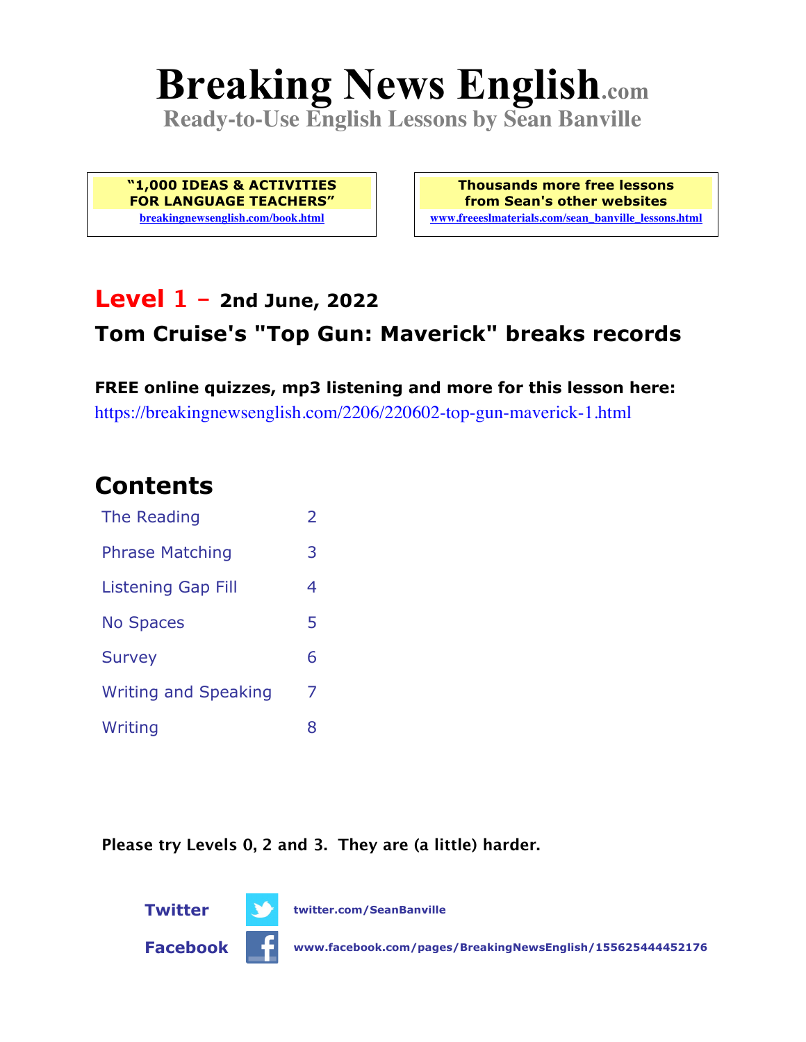# Breaking News English.com

**Ready-to-Use English Lessons by Sean Banville**

**"1,000 IDEAS & ACTIVITIES FOR LANGUAGE TEACHERS"**
breakingnewsenglish.com/book.html

**Thousands more free lessons from Sean's other websites**
www.freeeslmaterials.com/sean_banville_lessons.html

## Level 1 – 2nd June, 2022

## Tom Cruise's "Top Gun: Maverick" breaks records

**FREE online quizzes, mp3 listening and more for this lesson here:**
https://breakingnewsenglish.com/2206/220602-top-gun-maverick-1.html

## Contents

| | |
|---|---|
| The Reading | 2 |
| Phrase Matching | 3 |
| Listening Gap Fill | 4 |
| No Spaces | 5 |
| Survey | 6 |
| Writing and Speaking | 7 |
| Writing | 8 |

**Please try Levels 0, 2 and 3. They are (a little) harder.**

**Twitter** twitter.com/SeanBanville

**Facebook** www.facebook.com/pages/BreakingNewsEnglish/155625444452176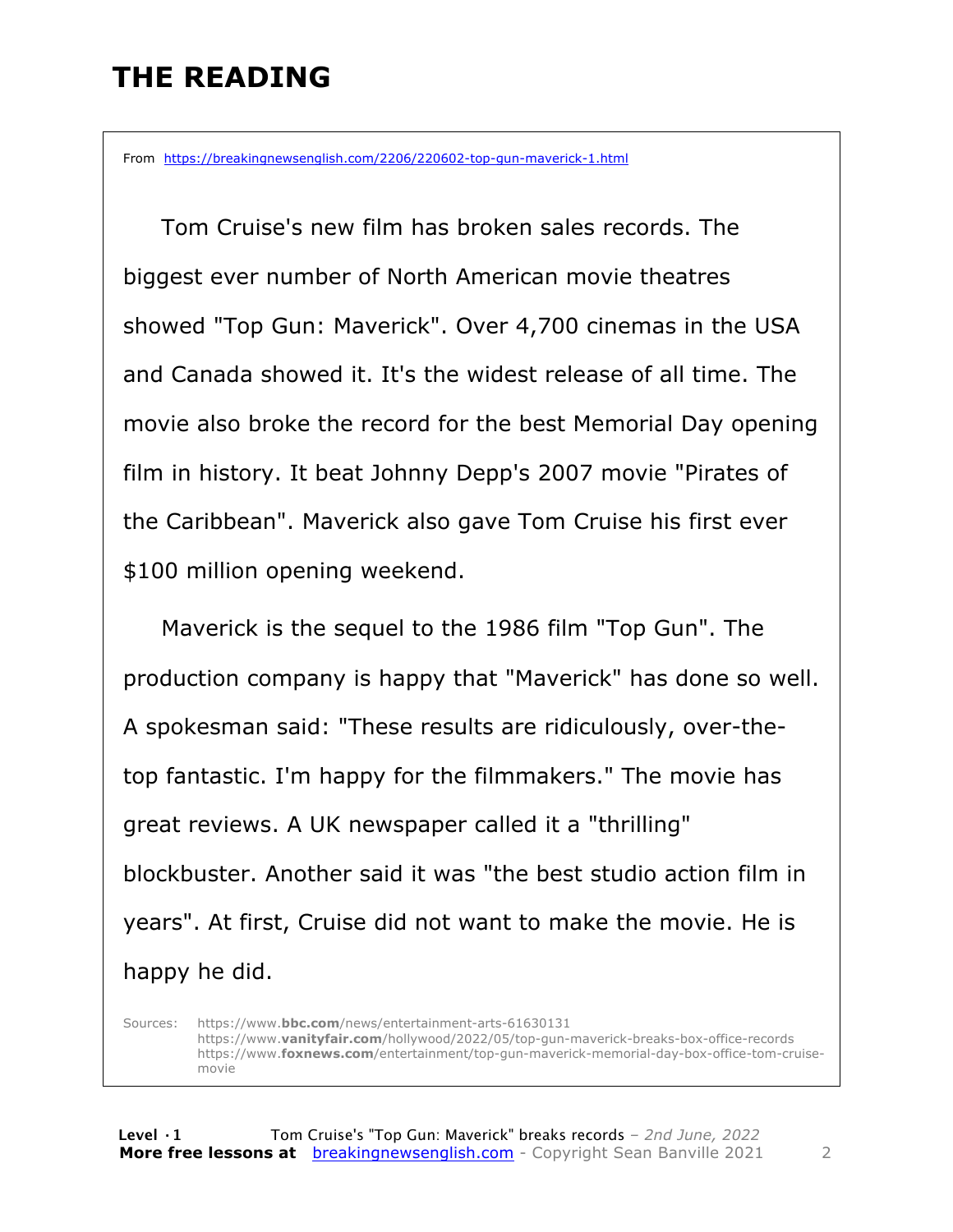# THE READING

From https://breakingnewsenglish.com/2206/220602-top-gun-maverick-1.html

Tom Cruise's new film has broken sales records. The biggest ever number of North American movie theatres showed "Top Gun: Maverick". Over 4,700 cinemas in the USA and Canada showed it. It's the widest release of all time. The movie also broke the record for the best Memorial Day opening film in history. It beat Johnny Depp's 2007 movie "Pirates of the Caribbean". Maverick also gave Tom Cruise his first ever $100 million opening weekend.

Maverick is the sequel to the 1986 film "Top Gun". The production company is happy that "Maverick" has done so well. A spokesman said: "These results are ridiculously, over-the-top fantastic. I'm happy for the filmmakers." The movie has great reviews. A UK newspaper called it a "thrilling" blockbuster. Another said it was "the best studio action film in years". At first, Cruise did not want to make the movie. He is happy he did.

Sources: https://www.bbc.com/news/entertainment-arts-61630131
https://www.vanityfair.com/hollywood/2022/05/top-gun-maverick-breaks-box-office-records
https://www.foxnews.com/entertainment/top-gun-maverick-memorial-day-box-office-tom-cruise-movie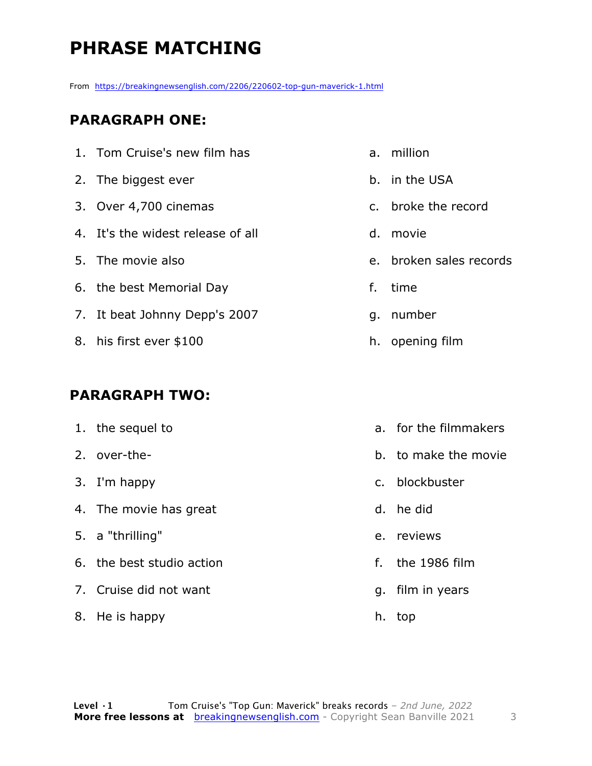# PHRASE MATCHING

From https://breakingnewsenglish.com/2206/220602-top-gun-maverick-1.html

## PARAGRAPH ONE:

| | |
|---|---|
| 1. Tom Cruise's new film has | a. million |
| 2. The biggest ever | b. in the USA |
| 3. Over 4,700 cinemas | c. broke the record |
| 4. It's the widest release of all | d. movie |
| 5. The movie also | e. broken sales records |
| 6. the best Memorial Day | f. time |
| 7. It beat Johnny Depp's 2007 | g. number |
| 8. his first ever $100 | h. opening film |

## PARAGRAPH TWO:

| | |
|---|---|
| 1. the sequel to | a. for the filmmakers |
| 2. over-the- | b. to make the movie |
| 3. I'm happy | c. blockbuster |
| 4. The movie has great | d. he did |
| 5. a "thrilling" | e. reviews |
| 6. the best studio action | f. the 1986 film |
| 7. Cruise did not want | g. film in years |
| 8. He is happy | h. top |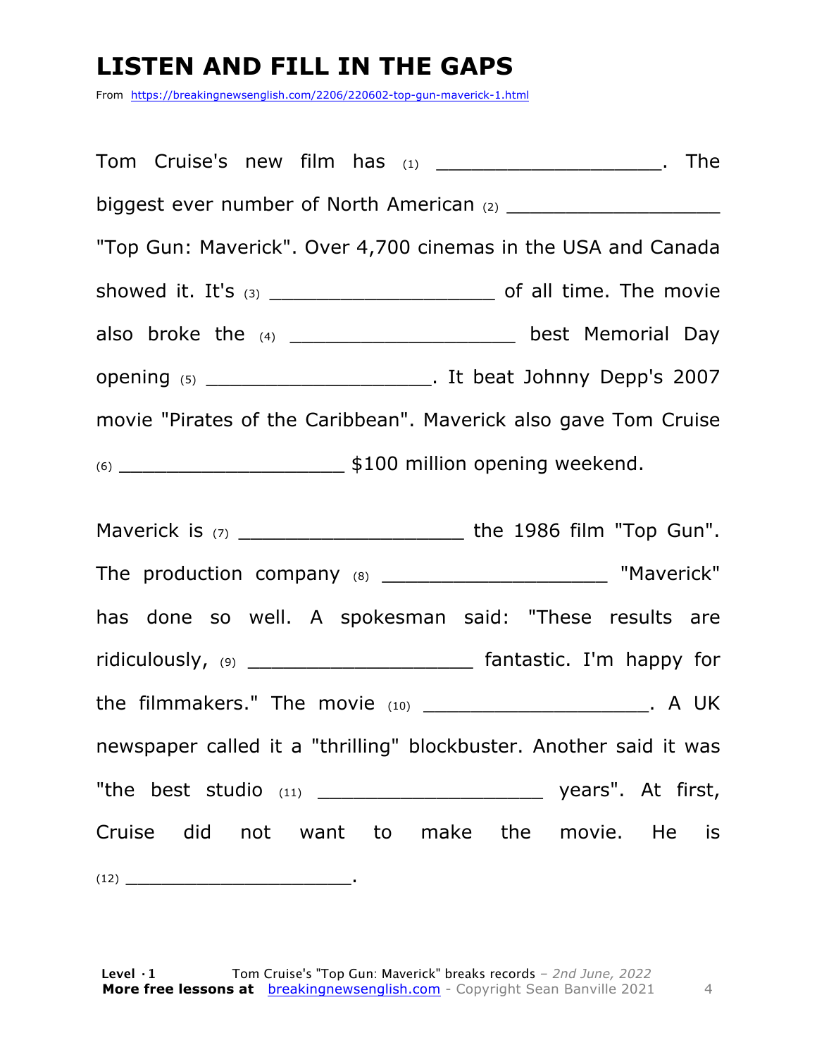# LISTEN AND FILL IN THE GAPS

From https://breakingnewsenglish.com/2206/220602-top-gun-maverick-1.html

Tom Cruise's new film has (1) ___________________. The biggest ever number of North American (2) ___________________ "Top Gun: Maverick". Over 4,700 cinemas in the USA and Canada showed it. It's (3) ___________________ of all time. The movie also broke the (4) ___________________ best Memorial Day opening (5) ___________________. It beat Johnny Depp's 2007 movie "Pirates of the Caribbean". Maverick also gave Tom Cruise (6) ___________________ $100 million opening weekend.

Maverick is (7) ___________________ the 1986 film "Top Gun". The production company (8) ___________________ "Maverick" has done so well. A spokesman said: "These results are ridiculously, (9) ___________________ fantastic. I'm happy for the filmmakers." The movie (10) ___________________. A UK newspaper called it a "thrilling" blockbuster. Another said it was "the best studio (11) ___________________ years". At first, Cruise did not want to make the movie. He is (12) ________________________.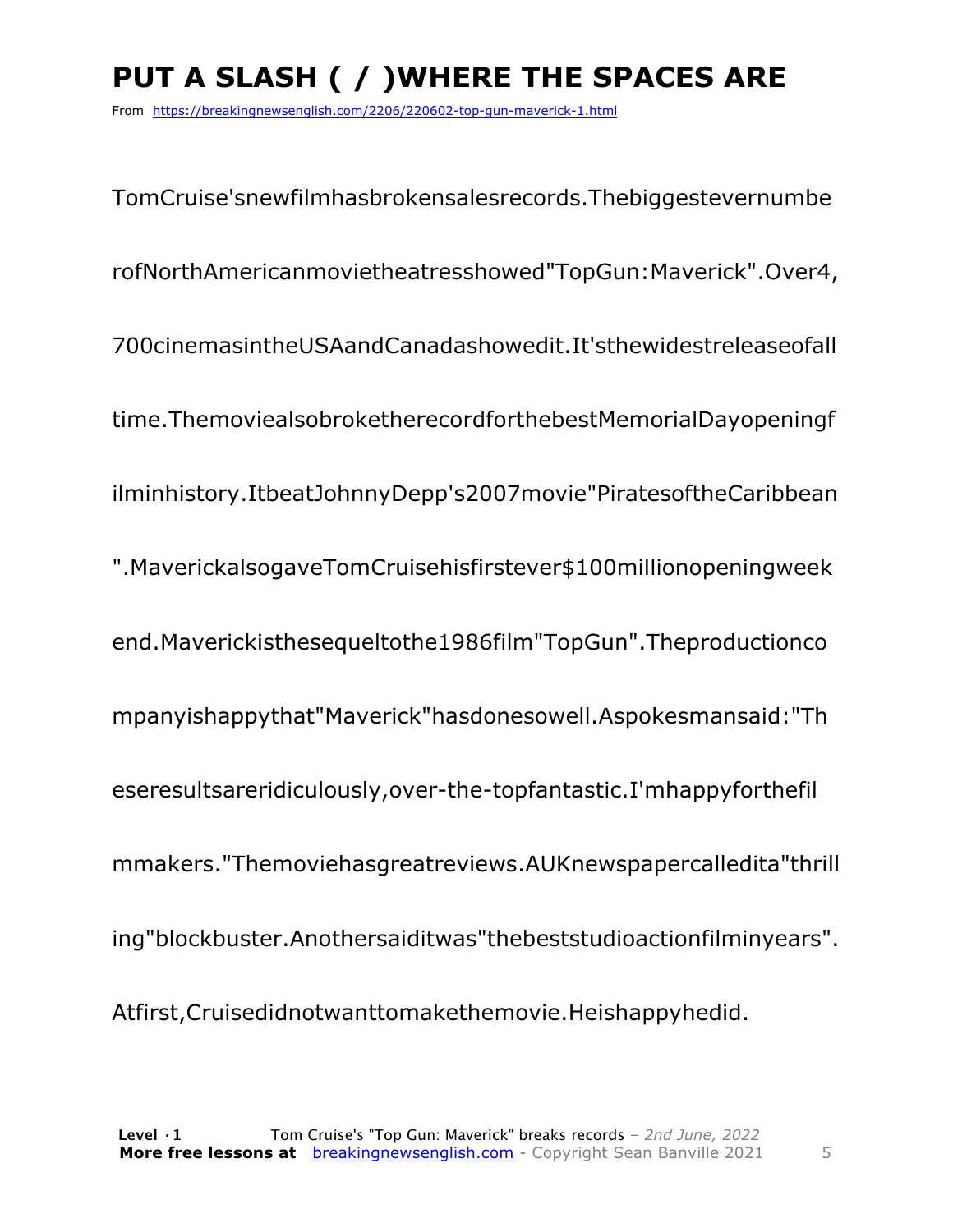# PUT A SLASH ( / )WHERE THE SPACES ARE

From https://breakingnewsenglish.com/2206/220602-top-gun-maverick-1.html

TomCruise'snewfilmhasbrokensalesrecords.Thebiggestevernumbe

rofNorthAmericanmovietheatresshowed"TopGun:Maverick".Over4,

700cinemasintheUSAandCanadashowedit.It'sthewidestreleaseofall

time.ThemoviealsobroketherecordforthebestMemorialDayopeningf

ilminhistory.ItbeatJohnnyDepp's2007movie"PiratesoftheCaribbean

".MaverickalsogaveTomCruisehisfirstever$100millionopeningweek

end.Maverickisthesequeltothe1986film"TopGun".Theproductionco

mpanyishappythat"Maverick"hasdonesowell.Aspokesmansaid:"Th

eseresultsareridiculously,over-the-topfantastic.I'mhappyforthefil

mmakers."Themoviehasgreatreviews.AUKnewspapercalledita"thrill

ing"blockbuster.Anothersaiditwas"thebeststudioactionfilminyears".

Atfirst,Cruisedidnotwanttomakethemovie.Heishappyhedid.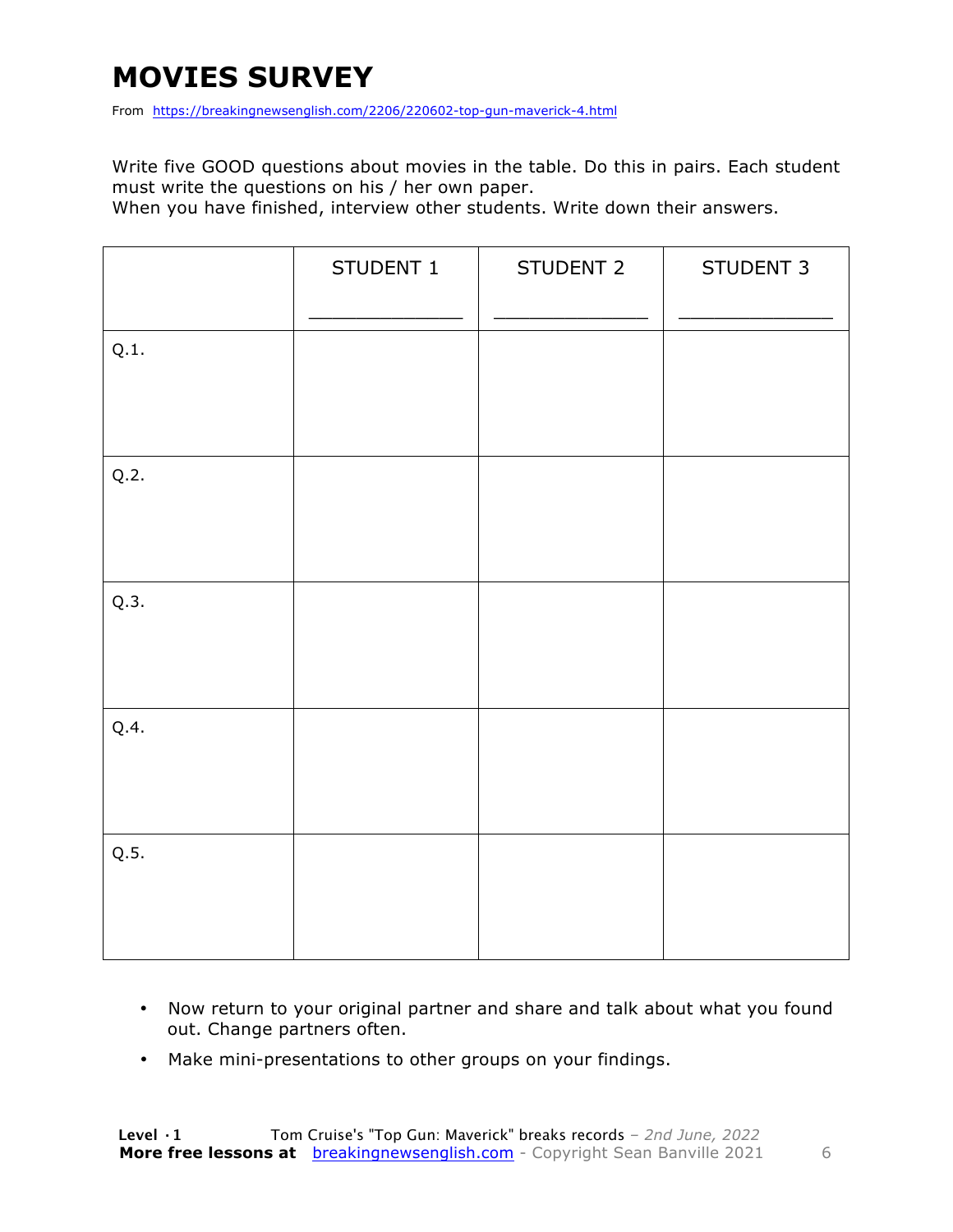# MOVIES SURVEY

From https://breakingnewsenglish.com/2206/220602-top-gun-maverick-4.html

Write five GOOD questions about movies in the table. Do this in pairs. Each student must write the questions on his / her own paper.
When you have finished, interview other students. Write down their answers.

| | STUDENT 1<br>_____________ | STUDENT 2<br>_____________ | STUDENT 3<br>_____________ |
|---|---|---|---|
| Q.1. | | | |
| Q.2. | | | |
| Q.3. | | | |
| Q.4. | | | |
| Q.5. | | | |

- Now return to your original partner and share and talk about what you found out. Change partners often.
- Make mini-presentations to other groups on your findings.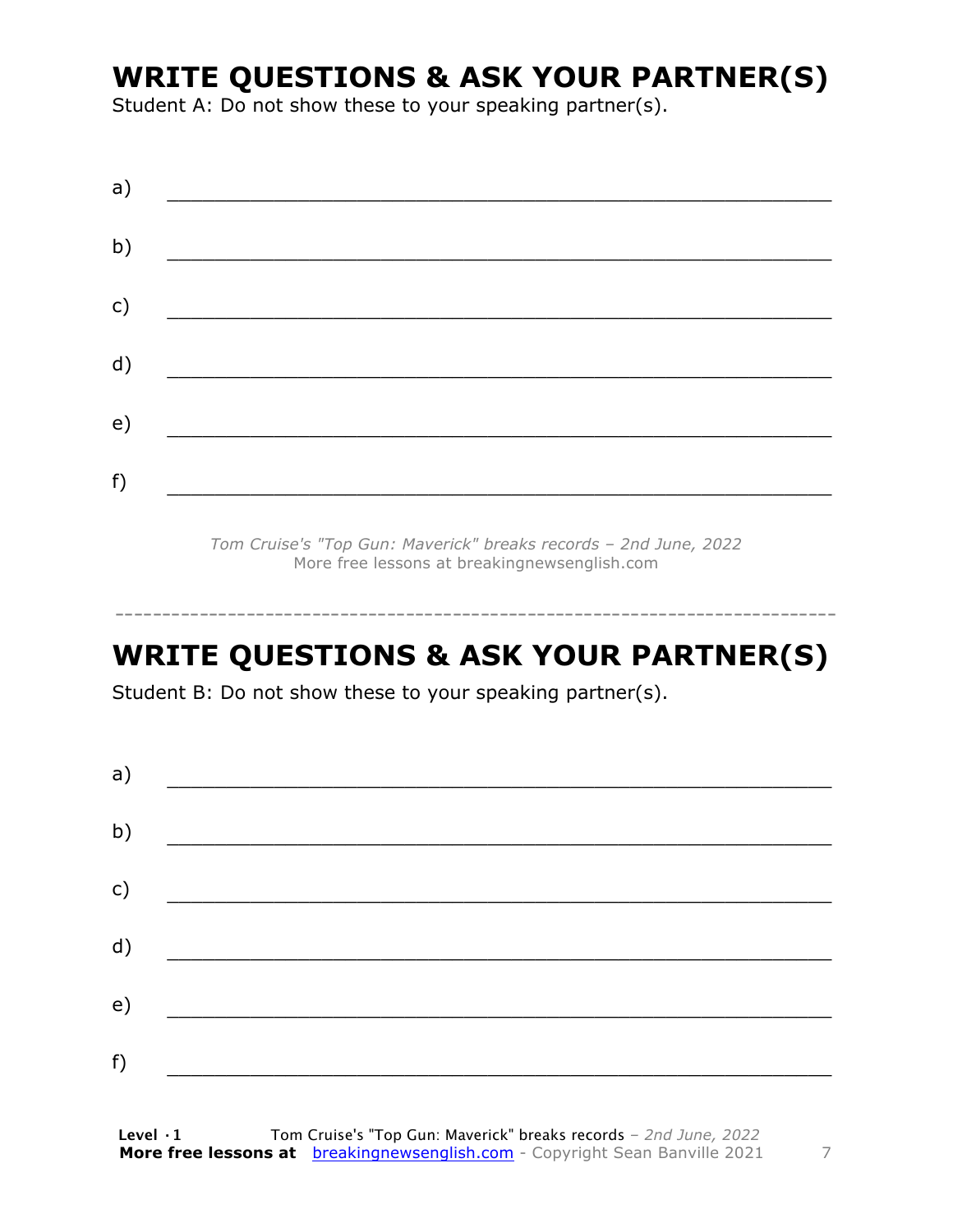## WRITE QUESTIONS & ASK YOUR PARTNER(S)

Student A: Do not show these to your speaking partner(s).

a) ___________________________________________________________

b) ___________________________________________________________

c) ___________________________________________________________

d) ___________________________________________________________

e) ___________________________________________________________

f) ___________________________________________________________

*Tom Cruise's "Top Gun: Maverick" breaks records – 2nd June, 2022*
More free lessons at breakingnewsenglish.com

---

## WRITE QUESTIONS & ASK YOUR PARTNER(S)

Student B: Do not show these to your speaking partner(s).

a) ___________________________________________________________

b) ___________________________________________________________

c) ___________________________________________________________

d) ___________________________________________________________

e) ___________________________________________________________

f) ___________________________________________________________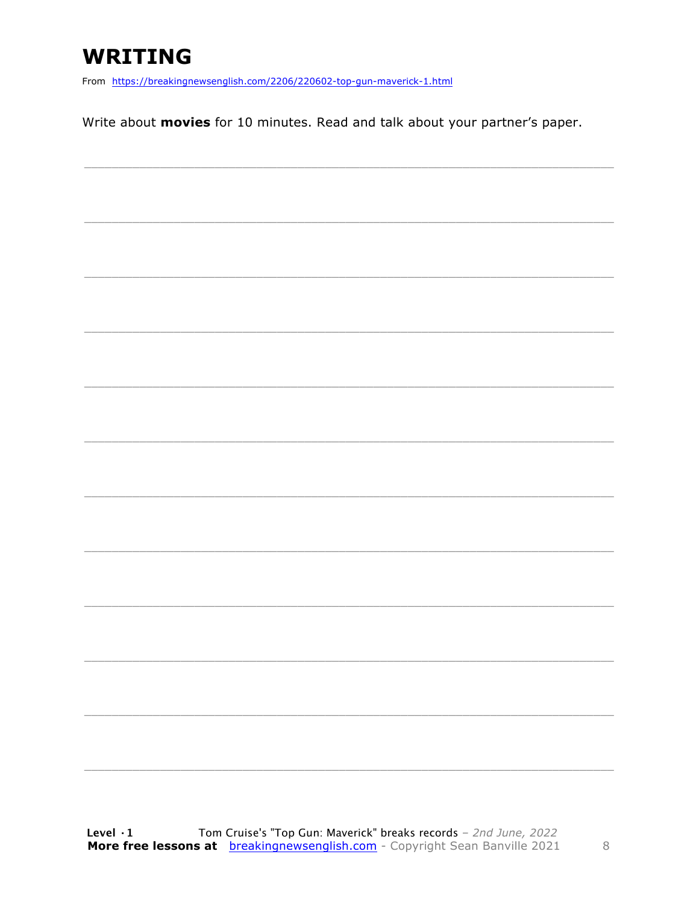# WRITING

From https://breakingnewsenglish.com/2206/220602-top-gun-maverick-1.html

Write about **movies** for 10 minutes. Read and talk about your partner's paper.